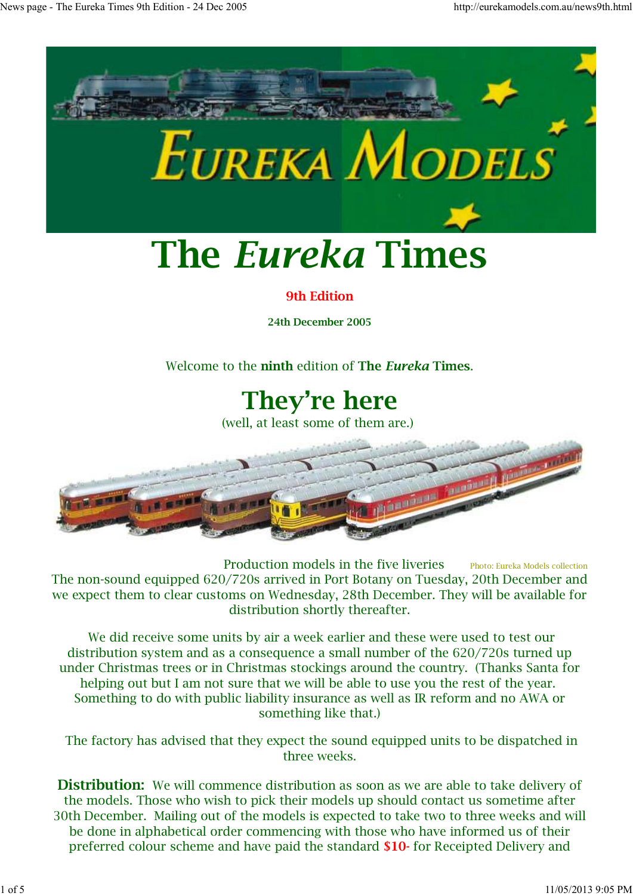# The *Eureka* Times

**9th Edition**

**24th December 2005**

Welcome to the **ninth** edition of **The *Eureka* Times**.

## They're here

(well, at least some of them are.)

Production models in the five liveries Photo: Eureka Models collection

The non-sound equipped 620/720s arrived in Port Botany on Tuesday, 20th December and we expect them to clear customs on Wednesday, 28th December. They will be available for distribution shortly thereafter.

We did receive some units by air a week earlier and these were used to test our distribution system and as a consequence a small number of the 620/720s turned up under Christmas trees or in Christmas stockings around the country. (Thanks Santa for helping out but I am not sure that we will be able to use you the rest of the year. Something to do with public liability insurance as well as IR reform and no AWA or something like that.)

The factory has advised that they expect the sound equipped units to be dispatched in three weeks.

**Distribution:** We will commence distribution as soon as we are able to take delivery of the models. Those who wish to pick their models up should contact us sometime after 30th December. Mailing out of the models is expected to take two to three weeks and will be done in alphabetical order commencing with those who have informed us of their preferred colour scheme and have paid the standard $10- for Receipted Delivery and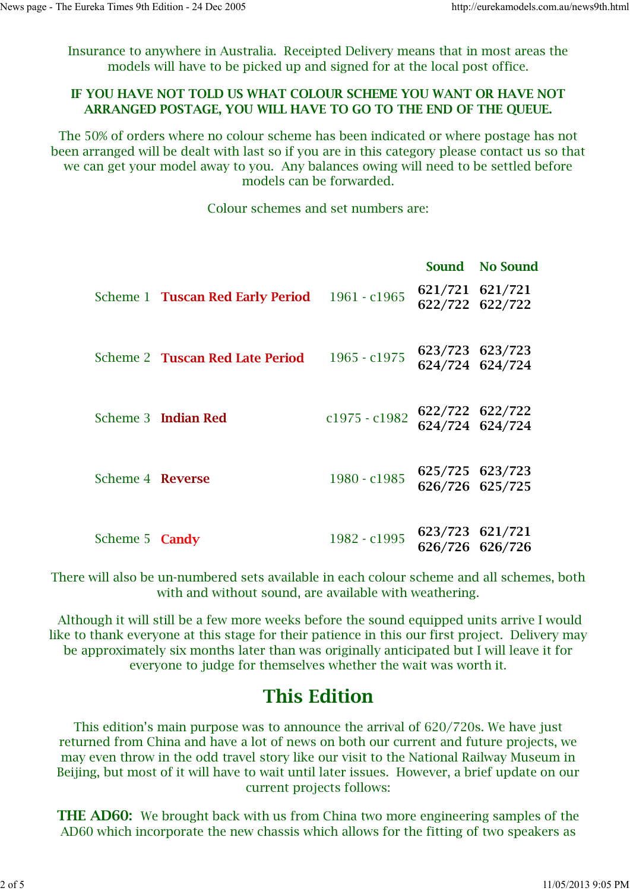Insurance to anywhere in Australia. Receipted Delivery means that in most areas the models will have to be picked up and signed for at the local post office.

**IF YOU HAVE NOT TOLD US WHAT COLOUR SCHEME YOU WANT OR HAVE NOT ARRANGED POSTAGE, YOU WILL HAVE TO GO TO THE END OF THE QUEUE.**

The 50% of orders where no colour scheme has been indicated or where postage has not been arranged will be dealt with last so if you are in this category please contact us so that we can get your model away to you. Any balances owing will need to be settled before models can be forwarded.

Colour schemes and set numbers are:

| | | | Sound | No Sound |
|---|---|---|---|---|
| Scheme 1 | **Tuscan Red Early Period** | 1961 - c1965 | **621/721**<br>**622/722** | **621/721**<br>**622/722** |
| Scheme 2 | **Tuscan Red Late Period** | 1965 - c1975 | **623/723**<br>**624/724** | **623/723**<br>**624/724** |
| Scheme 3 | **Indian Red** | c1975 - c1982 | **622/722**<br>**624/724** | **622/722**<br>**624/724** |
| Scheme 4 | **Reverse** | 1980 - c1985 | **625/725**<br>**626/726** | **623/723**<br>**625/725** |
| Scheme 5 | **Candy** | 1982 - c1995 | **623/723**<br>**626/726** | **621/721**<br>**626/726** |

There will also be un-numbered sets available in each colour scheme and all schemes, both with and without sound, are available with weathering.

Although it will still be a few more weeks before the sound equipped units arrive I would like to thank everyone at this stage for their patience in this our first project. Delivery may be approximately six months later than was originally anticipated but I will leave it for everyone to judge for themselves whether the wait was worth it.

## This Edition

This edition's main purpose was to announce the arrival of 620/720s. We have just returned from China and have a lot of news on both our current and future projects, we may even throw in the odd travel story like our visit to the National Railway Museum in Beijing, but most of it will have to wait until later issues. However, a brief update on our current projects follows:

**THE AD60:** We brought back with us from China two more engineering samples of the AD60 which incorporate the new chassis which allows for the fitting of two speakers as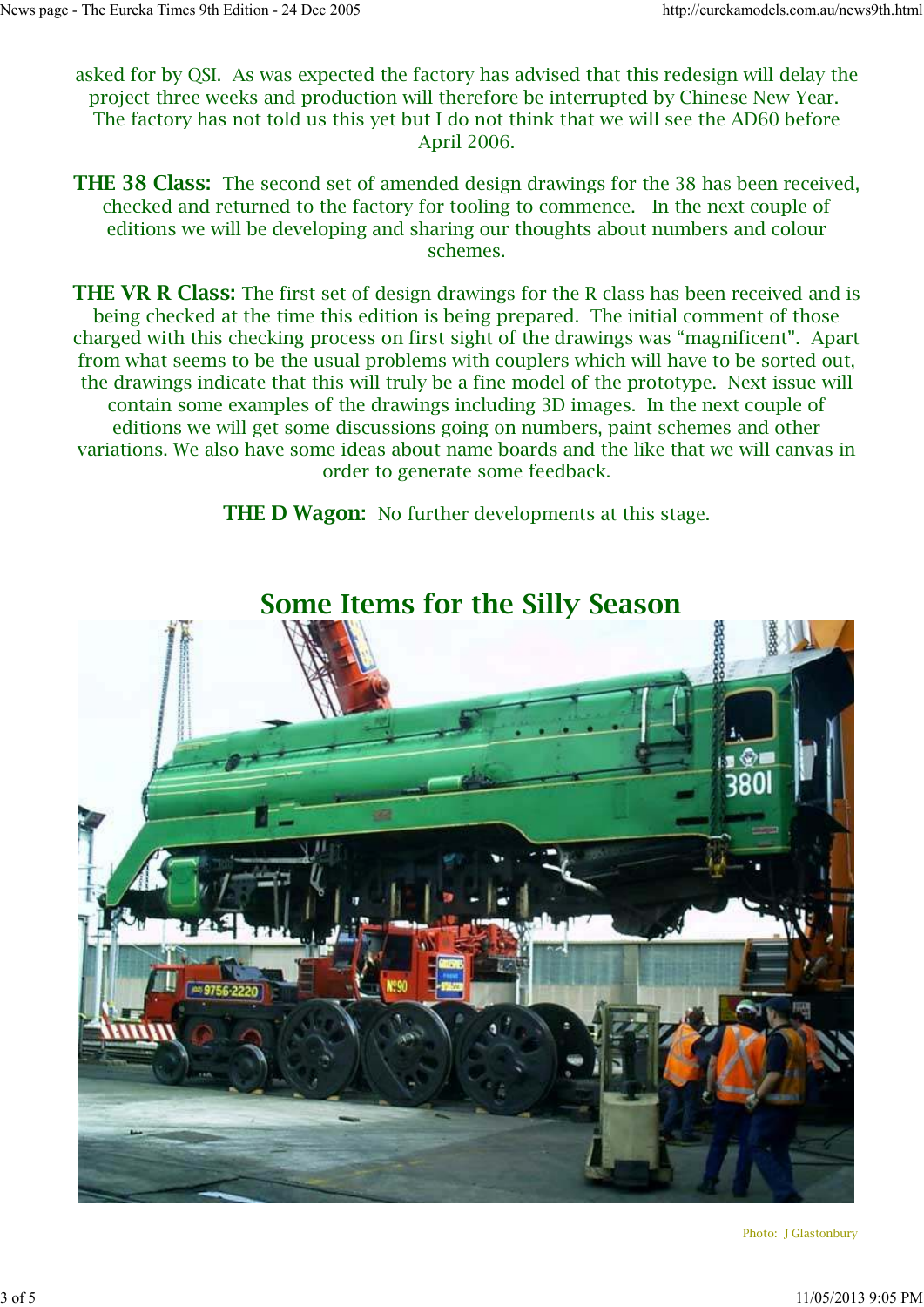asked for by QSI. As was expected the factory has advised that this redesign will delay the project three weeks and production will therefore be interrupted by Chinese New Year. The factory has not told us this yet but I do not think that we will see the AD60 before April 2006.

**THE 38 Class:** The second set of amended design drawings for the 38 has been received, checked and returned to the factory for tooling to commence. In the next couple of editions we will be developing and sharing our thoughts about numbers and colour schemes.

**THE VR R Class:** The first set of design drawings for the R class has been received and is being checked at the time this edition is being prepared. The initial comment of those charged with this checking process on first sight of the drawings was "magnificent". Apart from what seems to be the usual problems with couplers which will have to be sorted out, the drawings indicate that this will truly be a fine model of the prototype. Next issue will contain some examples of the drawings including 3D images. In the next couple of editions we will get some discussions going on numbers, paint schemes and other variations. We also have some ideas about name boards and the like that we will canvas in order to generate some feedback.

**THE D Wagon:** No further developments at this stage.

## Some Items for the Silly Season

Photo: J Glastonbury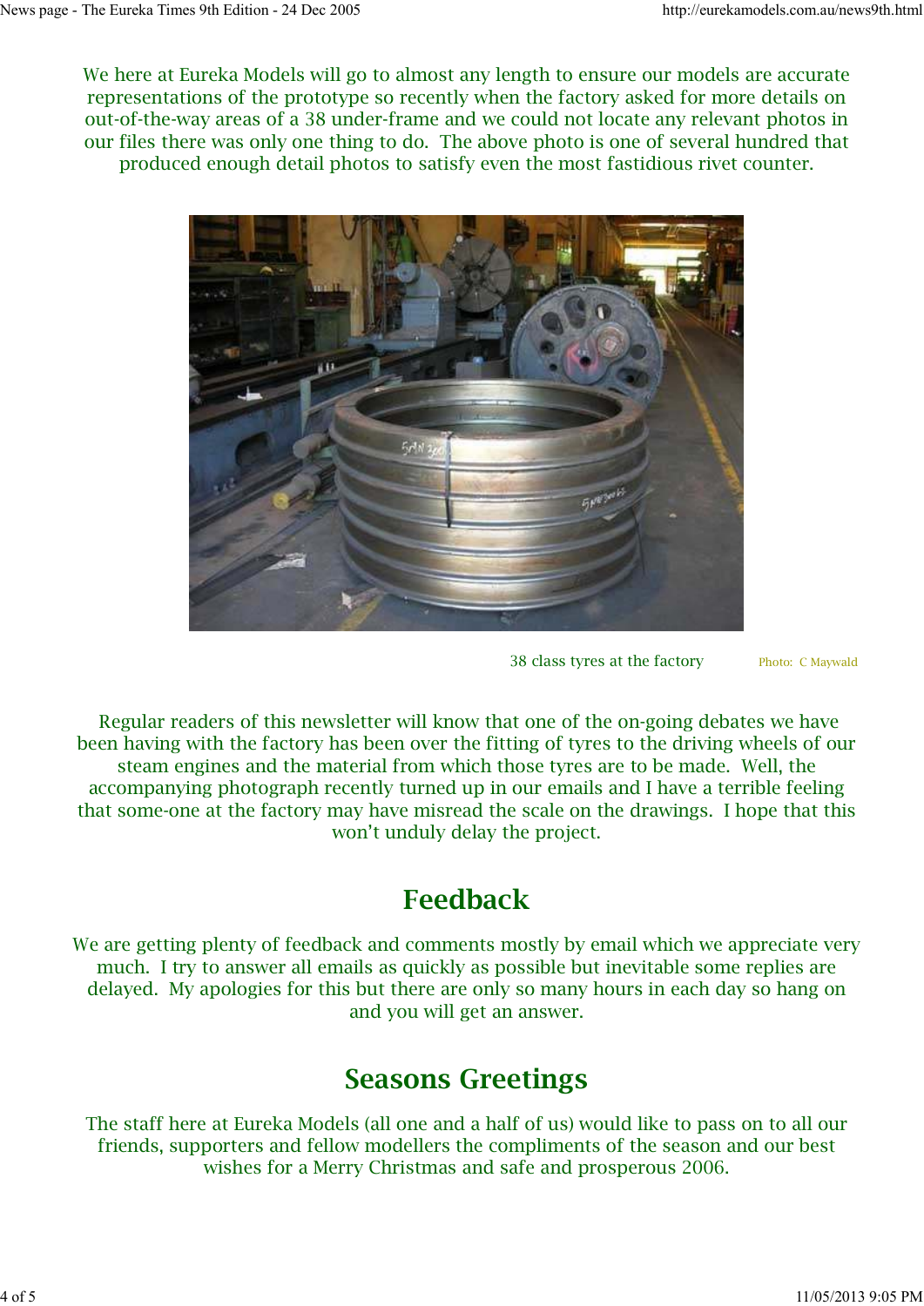We here at Eureka Models will go to almost any length to ensure our models are accurate representations of the prototype so recently when the factory asked for more details on out-of-the-way areas of a 38 under-frame and we could not locate any relevant photos in our files there was only one thing to do. The above photo is one of several hundred that produced enough detail photos to satisfy even the most fastidious rivet counter.

38 class tyres at the factory Photo: C Maywald

Regular readers of this newsletter will know that one of the on-going debates we have been having with the factory has been over the fitting of tyres to the driving wheels of our steam engines and the material from which those tyres are to be made. Well, the accompanying photograph recently turned up in our emails and I have a terrible feeling that some-one at the factory may have misread the scale on the drawings. I hope that this won't unduly delay the project.

## Feedback

We are getting plenty of feedback and comments mostly by email which we appreciate very much. I try to answer all emails as quickly as possible but inevitable some replies are delayed. My apologies for this but there are only so many hours in each day so hang on and you will get an answer.

## Seasons Greetings

The staff here at Eureka Models (all one and a half of us) would like to pass on to all our friends, supporters and fellow modellers the compliments of the season and our best wishes for a Merry Christmas and safe and prosperous 2006.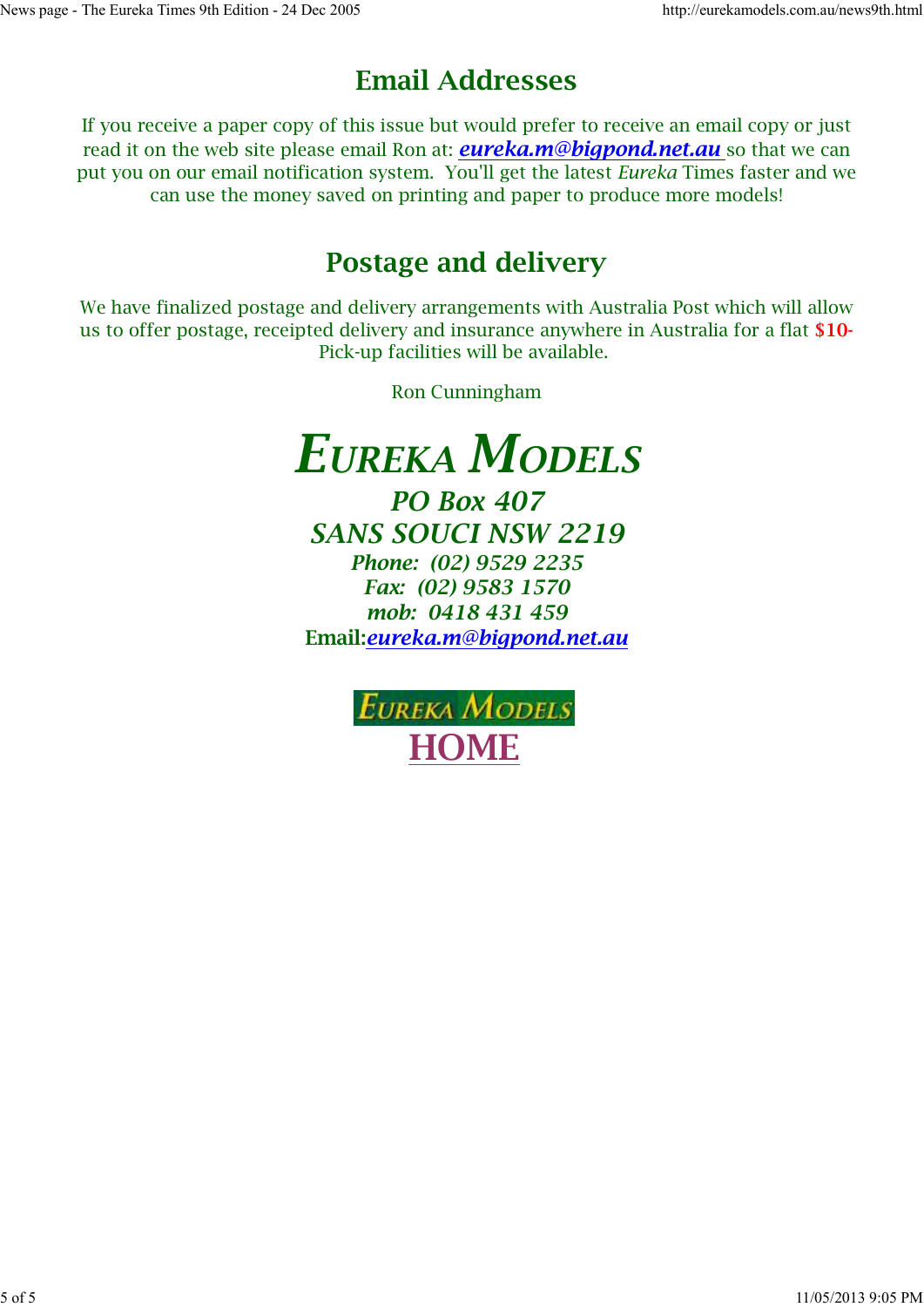## Email Addresses

If you receive a paper copy of this issue but would prefer to receive an email copy or just read it on the web site please email Ron at: ***eureka.m@bigpond.net.au*** so that we can put you on our email notification system. You'll get the latest *Eureka* Times faster and we can use the money saved on printing and paper to produce more models!

## Postage and delivery

We have finalized postage and delivery arrangements with Australia Post which will allow us to offer postage, receipted delivery and insurance anywhere in Australia for a flat **$10-** Pick-up facilities will be available.

Ron Cunningham

# *EUREKA MODELS*

***PO Box 407***
***SANS SOUCI NSW 2219***
***Phone: (02) 9529 2235***
***Fax: (02) 9583 1570***
***mob: 0418 431 459***
**Email:*eureka.m@bigpond.net.au***

EUREKA MODELS
**HOME**